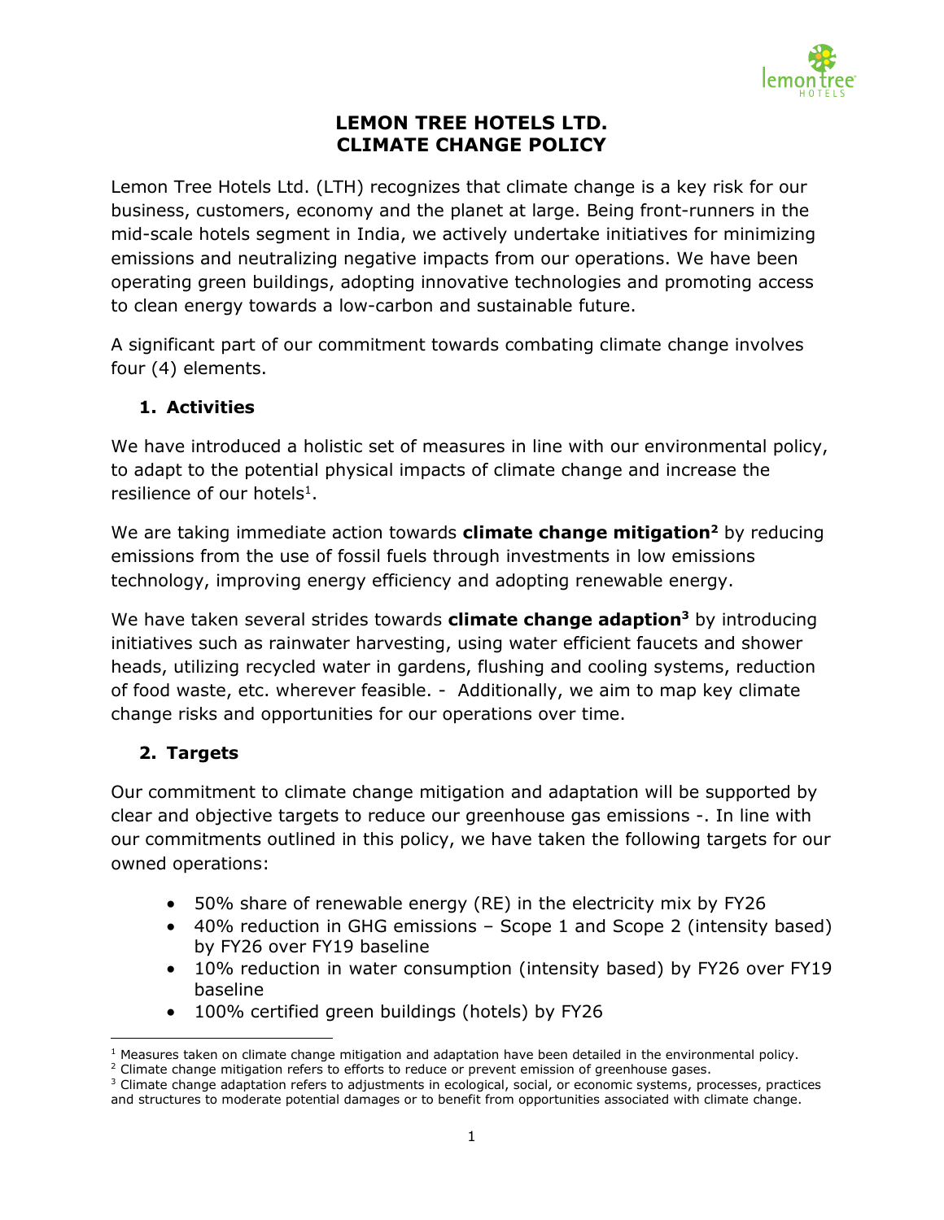# LEMON TREE HOTELS LTD.
# CLIMATE CHANGE POLICY

Lemon Tree Hotels Ltd. (LTH) recognizes that climate change is a key risk for our business, customers, economy and the planet at large. Being front-runners in the mid-scale hotels segment in India, we actively undertake initiatives for minimizing emissions and neutralizing negative impacts from our operations. We have been operating green buildings, adopting innovative technologies and promoting access to clean energy towards a low-carbon and sustainable future.

A significant part of our commitment towards combating climate change involves four (4) elements.

## 1. Activities

We have introduced a holistic set of measures in line with our environmental policy, to adapt to the potential physical impacts of climate change and increase the resilience of our hotels[1].

We are taking immediate action towards **climate change mitigation[2]** by reducing emissions from the use of fossil fuels through investments in low emissions technology, improving energy efficiency and adopting renewable energy.

We have taken several strides towards **climate change adaption[3]** by introducing initiatives such as rainwater harvesting, using water efficient faucets and shower heads, utilizing recycled water in gardens, flushing and cooling systems, reduction of food waste, etc. wherever feasible. - Additionally, we aim to map key climate change risks and opportunities for our operations over time.

## 2. Targets

Our commitment to climate change mitigation and adaptation will be supported by clear and objective targets to reduce our greenhouse gas emissions -. In line with our commitments outlined in this policy, we have taken the following targets for our owned operations:

- 50% share of renewable energy (RE) in the electricity mix by FY26
- 40% reduction in GHG emissions – Scope 1 and Scope 2 (intensity based) by FY26 over FY19 baseline
- 10% reduction in water consumption (intensity based) by FY26 over FY19 baseline
- 100% certified green buildings (hotels) by FY26

[1] Measures taken on climate change mitigation and adaptation have been detailed in the environmental policy.
[2] Climate change mitigation refers to efforts to reduce or prevent emission of greenhouse gases.
[3] Climate change adaptation refers to adjustments in ecological, social, or economic systems, processes, practices and structures to moderate potential damages or to benefit from opportunities associated with climate change.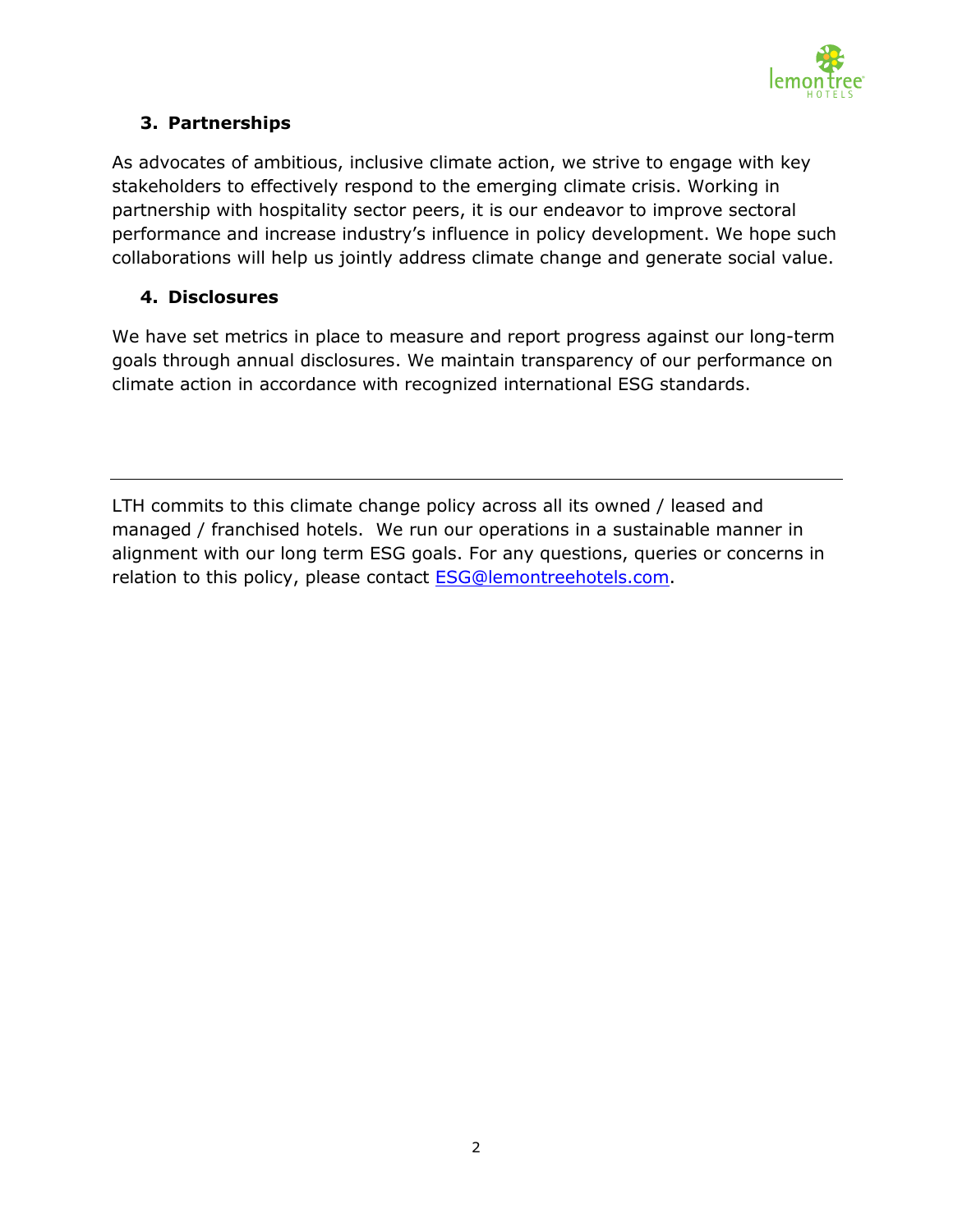### 3. Partnerships

As advocates of ambitious, inclusive climate action, we strive to engage with key stakeholders to effectively respond to the emerging climate crisis. Working in partnership with hospitality sector peers, it is our endeavor to improve sectoral performance and increase industry's influence in policy development. We hope such collaborations will help us jointly address climate change and generate social value.

### 4. Disclosures

We have set metrics in place to measure and report progress against our long-term goals through annual disclosures. We maintain transparency of our performance on climate action in accordance with recognized international ESG standards.

---

LTH commits to this climate change policy across all its owned / leased and managed / franchised hotels. We run our operations in a sustainable manner in alignment with our long term ESG goals. For any questions, queries or concerns in relation to this policy, please contact ESG@lemontreehotels.com.